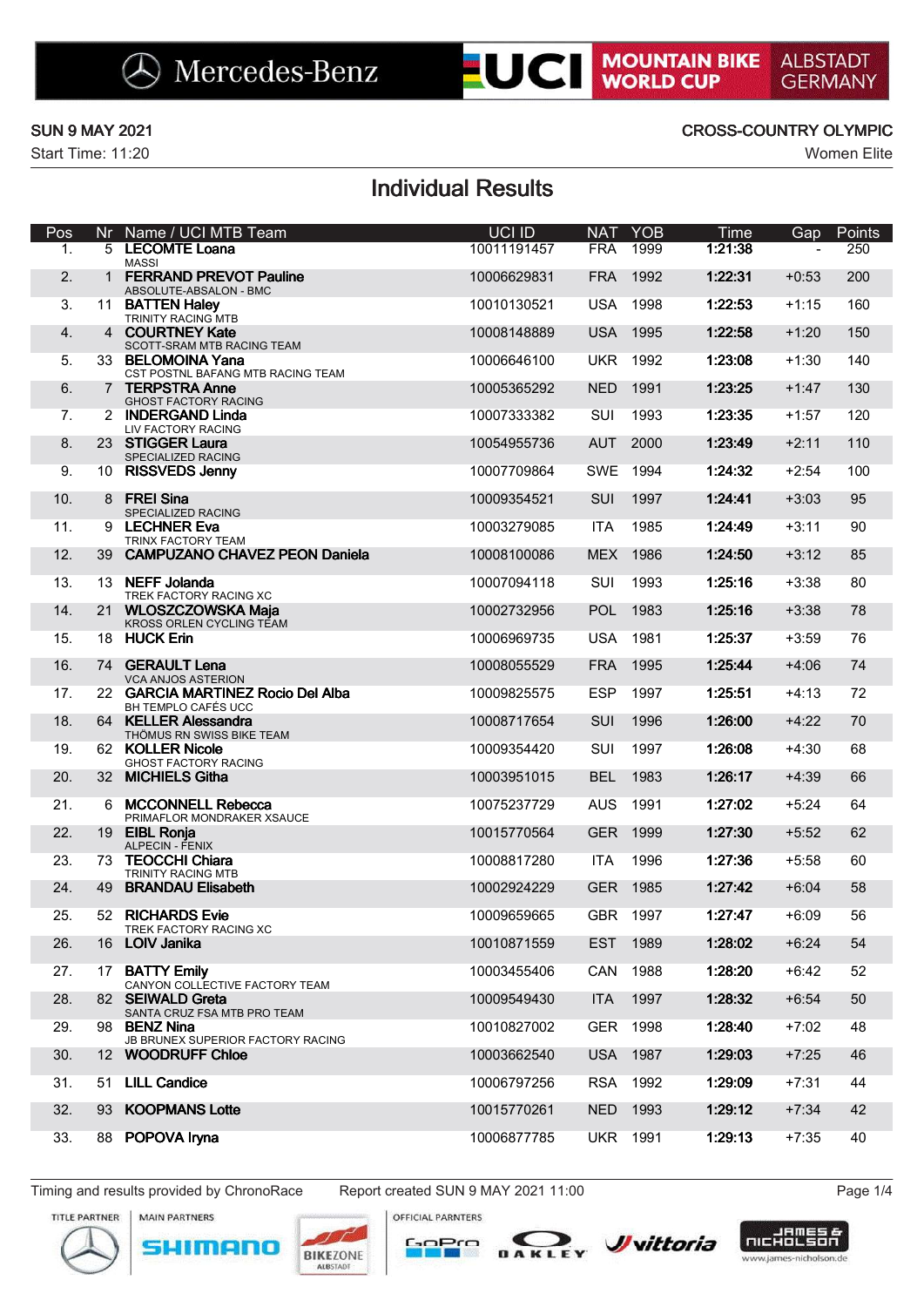Mercedes-Benz | UCI MOUNTAIN BIKE WORLD CUP | ALBSTADT GERMANY

SUN 9 MAY 2021

Start Time: 11:20

CROSS-COUNTRY OLYMPIC

Women Elite

# Individual Results

| Pos | Nr | Name / UCI MTB Team | UCI ID | NAT | YOB | Time | Gap | Points |
|---|---|---|---|---|---|---|---|---|
| 1. | 5 | **LECOMTE Loana**<br>MASSI | 10011191457 | FRA | 1999 | **1:21:38** | - | 250 |
| 2. | 1 | **FERRAND PREVOT Pauline**<br>ABSOLUTE-ABSALON - BMC | 10006629831 | FRA | 1992 | **1:22:31** | +0:53 | 200 |
| 3. | 11 | **BATTEN Haley**<br>TRINITY RACING MTB | 10010130521 | USA | 1998 | **1:22:53** | +1:15 | 160 |
| 4. | 4 | **COURTNEY Kate**<br>SCOTT-SRAM MTB RACING TEAM | 10008148889 | USA | 1995 | **1:22:58** | +1:20 | 150 |
| 5. | 33 | **BELOMOINA Yana**<br>CST POSTNL BAFANG MTB RACING TEAM | 10006646100 | UKR | 1992 | **1:23:08** | +1:30 | 140 |
| 6. | 7 | **TERPSTRA Anne**<br>GHOST FACTORY RACING | 10005365292 | NED | 1991 | **1:23:25** | +1:47 | 130 |
| 7. | 2 | **INDERGAND Linda**<br>LIV FACTORY RACING | 10007333382 | SUI | 1993 | **1:23:35** | +1:57 | 120 |
| 8. | 23 | **STIGGER Laura**<br>SPECIALIZED RACING | 10054955736 | AUT | 2000 | **1:23:49** | +2:11 | 110 |
| 9. | 10 | **RISSVEDS Jenny** | 10007709864 | SWE | 1994 | **1:24:32** | +2:54 | 100 |
| 10. | 8 | **FREI Sina**<br>SPECIALIZED RACING | 10009354521 | SUI | 1997 | **1:24:41** | +3:03 | 95 |
| 11. | 9 | **LECHNER Eva**<br>TRINX FACTORY TEAM | 10003279085 | ITA | 1985 | **1:24:49** | +3:11 | 90 |
| 12. | 39 | **CAMPUZANO CHAVEZ PEON Daniela** | 10008100086 | MEX | 1986 | **1:24:50** | +3:12 | 85 |
| 13. | 13 | **NEFF Jolanda**<br>TREK FACTORY RACING XC | 10007094118 | SUI | 1993 | **1:25:16** | +3:38 | 80 |
| 14. | 21 | **WLOSZCZOWSKA Maja**<br>KROSS ORLEN CYCLING TEAM | 10002732956 | POL | 1983 | **1:25:16** | +3:38 | 78 |
| 15. | 18 | **HUCK Erin** | 10006969735 | USA | 1981 | **1:25:37** | +3:59 | 76 |
| 16. | 74 | **GERAULT Lena**<br>VCA ANJOS ASTERION | 10008055529 | FRA | 1995 | **1:25:44** | +4:06 | 74 |
| 17. | 22 | **GARCIA MARTINEZ Rocio Del Alba**<br>BH TEMPLO CAFÉS UCC | 10009825575 | ESP | 1997 | **1:25:51** | +4:13 | 72 |
| 18. | 64 | **KELLER Alessandra**<br>THÖMUS RN SWISS BIKE TEAM | 10008717654 | SUI | 1996 | **1:26:00** | +4:22 | 70 |
| 19. | 62 | **KOLLER Nicole**<br>GHOST FACTORY RACING | 10009354420 | SUI | 1997 | **1:26:08** | +4:30 | 68 |
| 20. | 32 | **MICHIELS Githa** | 10003951015 | BEL | 1983 | **1:26:17** | +4:39 | 66 |
| 21. | 6 | **MCCONNELL Rebecca**<br>PRIMAFLOR MONDRAKER XSAUCE | 10075237729 | AUS | 1991 | **1:27:02** | +5:24 | 64 |
| 22. | 19 | **EIBL Ronja**<br>ALPECIN - FENIX | 10015770564 | GER | 1999 | **1:27:30** | +5:52 | 62 |
| 23. | 73 | **TEOCCHI Chiara**<br>TRINITY RACING MTB | 10008817280 | ITA | 1996 | **1:27:36** | +5:58 | 60 |
| 24. | 49 | **BRANDAU Elisabeth** | 10002924229 | GER | 1985 | **1:27:42** | +6:04 | 58 |
| 25. | 52 | **RICHARDS Evie**<br>TREK FACTORY RACING XC | 10009659665 | GBR | 1997 | **1:27:47** | +6:09 | 56 |
| 26. | 16 | **LOIV Janika** | 10010871559 | EST | 1989 | **1:28:02** | +6:24 | 54 |
| 27. | 17 | **BATTY Emily**<br>CANYON COLLECTIVE FACTORY TEAM | 10003455406 | CAN | 1988 | **1:28:20** | +6:42 | 52 |
| 28. | 82 | **SEIWALD Greta**<br>SANTA CRUZ FSA MTB PRO TEAM | 10009549430 | ITA | 1997 | **1:28:32** | +6:54 | 50 |
| 29. | 98 | **BENZ Nina**<br>JB BRUNEX SUPERIOR FACTORY RACING | 10010827002 | GER | 1998 | **1:28:40** | +7:02 | 48 |
| 30. | 12 | **WOODRUFF Chloe** | 10003662540 | USA | 1987 | **1:29:03** | +7:25 | 46 |
| 31. | 51 | **LILL Candice** | 10006797256 | RSA | 1992 | **1:29:09** | +7:31 | 44 |
| 32. | 93 | **KOOPMANS Lotte** | 10015770261 | NED | 1993 | **1:29:12** | +7:34 | 42 |
| 33. | 88 | **POPOVA Iryna** | 10006877785 | UKR | 1991 | **1:29:13** | +7:35 | 40 |

Timing and results provided by ChronoRace    Report created SUN 9 MAY 2021 11:00

TITLE PARTNER | MAIN PARTNERS | OFFICIAL PARNTERS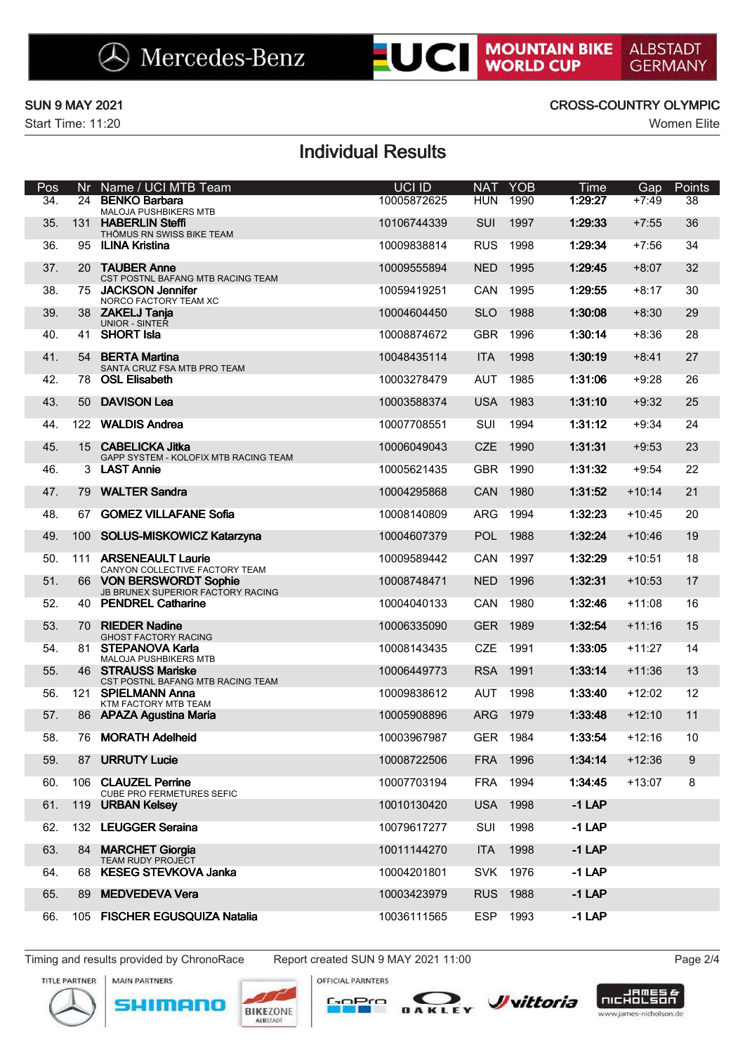SUN 9 MAY 2021

Start Time: 11:20

CROSS-COUNTRY OLYMPIC

Women Elite

# Individual Results

| Pos | Nr | Name / UCI MTB Team | UCI ID | NAT | YOB | Time | Gap | Points |
|---|---|---|---|---|---|---|---|---|
| 34. | 24 | **BENKO Barbara**<br>MALOJA PUSHBIKERS MTB | 10005872625 | HUN | 1990 | **1:29:27** | +7:49 | 38 |
| 35. | 131 | **HABERLIN Steffi**<br>THÖMUS RN SWISS BIKE TEAM | 10106744339 | SUI | 1997 | **1:29:33** | +7:55 | 36 |
| 36. | 95 | **ILINA Kristina** | 10009838814 | RUS | 1998 | **1:29:34** | +7:56 | 34 |
| 37. | 20 | **TAUBER Anne**<br>CST POSTNL BAFANG MTB RACING TEAM | 10009555894 | NED | 1995 | **1:29:45** | +8:07 | 32 |
| 38. | 75 | **JACKSON Jennifer**<br>NORCO FACTORY TEAM XC | 10059419251 | CAN | 1995 | **1:29:55** | +8:17 | 30 |
| 39. | 38 | **ZAKELJ Tanja**<br>UNIOR - SINTER | 10004604450 | SLO | 1988 | **1:30:08** | +8:30 | 29 |
| 40. | 41 | **SHORT Isla** | 10008874672 | GBR | 1996 | **1:30:14** | +8:36 | 28 |
| 41. | 54 | **BERTA Martina**<br>SANTA CRUZ FSA MTB PRO TEAM | 10048435114 | ITA | 1998 | **1:30:19** | +8:41 | 27 |
| 42. | 78 | **OSL Elisabeth** | 10003278479 | AUT | 1985 | **1:31:06** | +9:28 | 26 |
| 43. | 50 | **DAVISON Lea** | 10003588374 | USA | 1983 | **1:31:10** | +9:32 | 25 |
| 44. | 122 | **WALDIS Andrea** | 10007708551 | SUI | 1994 | **1:31:12** | +9:34 | 24 |
| 45. | 15 | **CABELICKA Jitka**<br>GAPP SYSTEM - KOLOFIX MTB RACING TEAM | 10006049043 | CZE | 1990 | **1:31:31** | +9:53 | 23 |
| 46. | 3 | **LAST Annie** | 10005621435 | GBR | 1990 | **1:31:32** | +9:54 | 22 |
| 47. | 79 | **WALTER Sandra** | 10004295868 | CAN | 1980 | **1:31:52** | +10:14 | 21 |
| 48. | 67 | **GOMEZ VILLAFANE Sofia** | 10008140809 | ARG | 1994 | **1:32:23** | +10:45 | 20 |
| 49. | 100 | **SOLUS-MISKOWICZ Katarzyna** | 10004607379 | POL | 1988 | **1:32:24** | +10:46 | 19 |
| 50. | 111 | **ARSENEAULT Laurie**<br>CANYON COLLECTIVE FACTORY TEAM | 10009589442 | CAN | 1997 | **1:32:29** | +10:51 | 18 |
| 51. | 66 | **VON BERSWORDT Sophie**<br>JB BRUNEX SUPERIOR FACTORY RACING | 10008748471 | NED | 1996 | **1:32:31** | +10:53 | 17 |
| 52. | 40 | **PENDREL Catharine** | 10004040133 | CAN | 1980 | **1:32:46** | +11:08 | 16 |
| 53. | 70 | **RIEDER Nadine**<br>GHOST FACTORY RACING | 10006335090 | GER | 1989 | **1:32:54** | +11:16 | 15 |
| 54. | 81 | **STEPANOVA Karla**<br>MALOJA PUSHBIKERS MTB | 10008143435 | CZE | 1991 | **1:33:05** | +11:27 | 14 |
| 55. | 46 | **STRAUSS Mariske**<br>CST POSTNL BAFANG MTB RACING TEAM | 10006449773 | RSA | 1991 | **1:33:14** | +11:36 | 13 |
| 56. | 121 | **SPIELMANN Anna**<br>KTM FACTORY MTB TEAM | 10009838612 | AUT | 1998 | **1:33:40** | +12:02 | 12 |
| 57. | 86 | **APAZA Agustina Maria** | 10005908896 | ARG | 1979 | **1:33:48** | +12:10 | 11 |
| 58. | 76 | **MORATH Adelheid** | 10003967987 | GER | 1984 | **1:33:54** | +12:16 | 10 |
| 59. | 87 | **URRUTY Lucie** | 10008722506 | FRA | 1996 | **1:34:14** | +12:36 | 9 |
| 60. | 106 | **CLAUZEL Perrine**<br>CUBE PRO FERMETURES SEFIC | 10007703194 | FRA | 1994 | **1:34:45** | +13:07 | 8 |
| 61. | 119 | **URBAN Kelsey** | 10010130420 | USA | 1998 | **-1 LAP** | | |
| 62. | 132 | **LEUGGER Seraina** | 10079617277 | SUI | 1998 | **-1 LAP** | | |
| 63. | 84 | **MARCHET Giorgia**<br>TEAM RUDY PROJECT | 10011144270 | ITA | 1998 | **-1 LAP** | | |
| 64. | 68 | **KESEG STEVKOVA Janka** | 10004201801 | SVK | 1976 | **-1 LAP** | | |
| 65. | 89 | **MEDVEDEVA Vera** | 10003423979 | RUS | 1988 | **-1 LAP** | | |
| 66. | 105 | **FISCHER EGUSQUIZA Natalia** | 10036111565 | ESP | 1993 | **-1 LAP** | | |

Timing and results provided by ChronoRace | Report created SUN 9 MAY 2021 11:00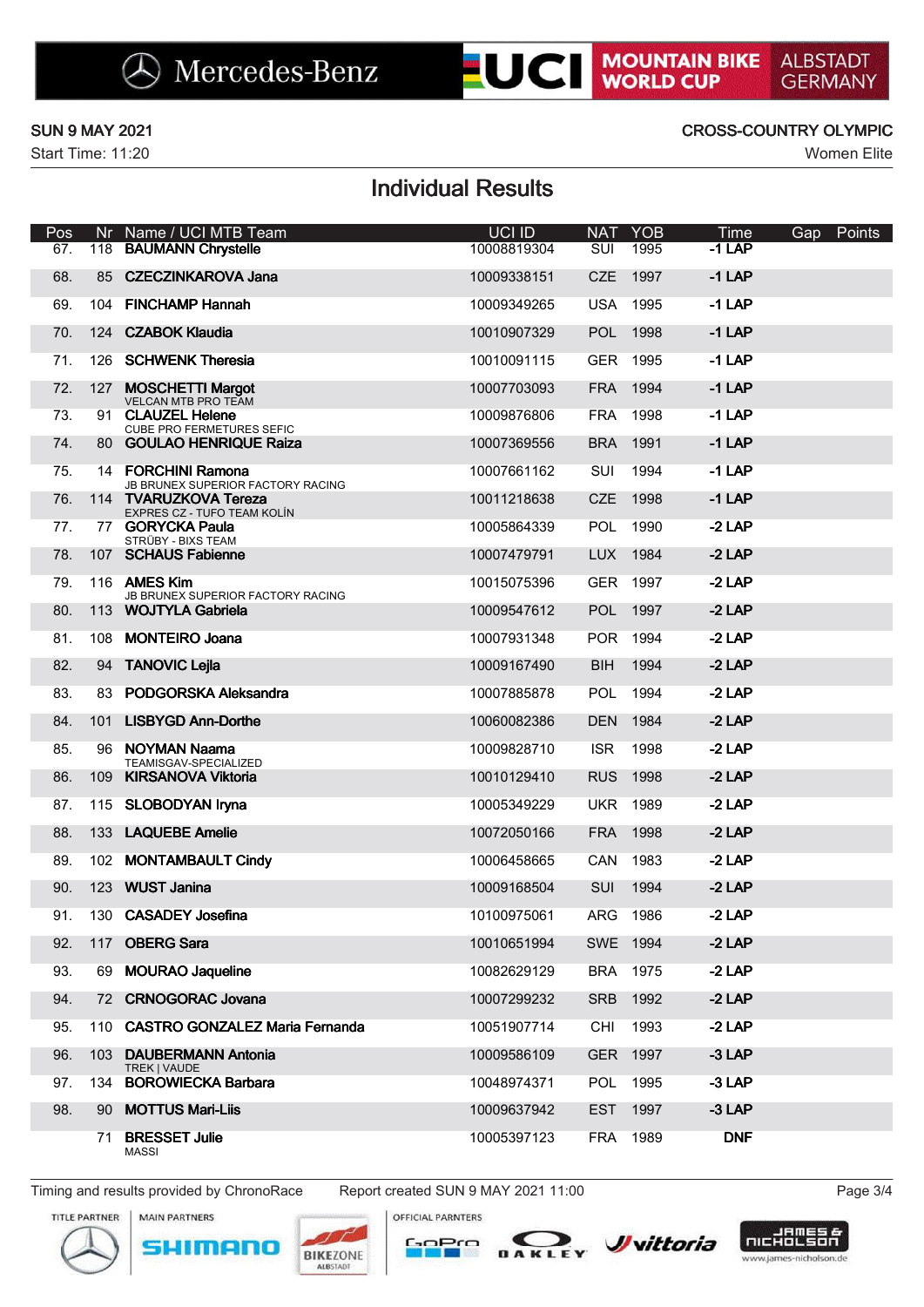SUN 9 MAY 2021

Start Time: 11:20

CROSS-COUNTRY OLYMPIC

Women Elite

# Individual Results

| Pos | Nr | Name / UCI MTB Team | UCI ID | NAT | YOB | Time | Gap | Points |
|---|---|---|---|---|---|---|---|---|
| 67. | 118 | **BAUMANN Chrystelle** | 10008819304 | SUI | 1995 | **-1 LAP** | | |
| 68. | 85 | **CZECZINKAROVA Jana** | 10009338151 | CZE | 1997 | **-1 LAP** | | |
| 69. | 104 | **FINCHAMP Hannah** | 10009349265 | USA | 1995 | **-1 LAP** | | |
| 70. | 124 | **CZABOK Klaudia** | 10010907329 | POL | 1998 | **-1 LAP** | | |
| 71. | 126 | **SCHWENK Theresia** | 10010091115 | GER | 1995 | **-1 LAP** | | |
| 72. | 127 | **MOSCHETTI Margot** VELCAN MTB PRO TEAM | 10007703093 | FRA | 1994 | **-1 LAP** | | |
| 73. | 91 | **CLAUZEL Helene** CUBE PRO FERMETURES SEFIC | 10009876806 | FRA | 1998 | **-1 LAP** | | |
| 74. | 80 | **GOULAO HENRIQUE Raiza** | 10007369556 | BRA | 1991 | **-1 LAP** | | |
| 75. | 14 | **FORCHINI Ramona** JB BRUNEX SUPERIOR FACTORY RACING | 10007661162 | SUI | 1994 | **-1 LAP** | | |
| 76. | 114 | **TVARUZKOVA Tereza** EXPRES CZ - TUFO TEAM KOLÍN | 10011218638 | CZE | 1998 | **-1 LAP** | | |
| 77. | 77 | **GORYCKA Paula** STRÜBY - BIXS TEAM | 10005864339 | POL | 1990 | **-2 LAP** | | |
| 78. | 107 | **SCHAUS Fabienne** | 10007479791 | LUX | 1984 | **-2 LAP** | | |
| 79. | 116 | **AMES Kim** JB BRUNEX SUPERIOR FACTORY RACING | 10015075396 | GER | 1997 | **-2 LAP** | | |
| 80. | 113 | **WOJTYLA Gabriela** | 10009547612 | POL | 1997 | **-2 LAP** | | |
| 81. | 108 | **MONTEIRO Joana** | 10007931348 | POR | 1994 | **-2 LAP** | | |
| 82. | 94 | **TANOVIC Lejla** | 10009167490 | BIH | 1994 | **-2 LAP** | | |
| 83. | 83 | **PODGORSKA Aleksandra** | 10007885878 | POL | 1994 | **-2 LAP** | | |
| 84. | 101 | **LISBYGD Ann-Dorthe** | 10060082386 | DEN | 1984 | **-2 LAP** | | |
| 85. | 96 | **NOYMAN Naama** TEAMISGAV-SPECIALIZED | 10009828710 | ISR | 1998 | **-2 LAP** | | |
| 86. | 109 | **KIRSANOVA Viktoria** | 10010129410 | RUS | 1998 | **-2 LAP** | | |
| 87. | 115 | **SLOBODYAN Iryna** | 10005349229 | UKR | 1989 | **-2 LAP** | | |
| 88. | 133 | **LAQUEBE Amelie** | 10072050166 | FRA | 1998 | **-2 LAP** | | |
| 89. | 102 | **MONTAMBAULT Cindy** | 10006458665 | CAN | 1983 | **-2 LAP** | | |
| 90. | 123 | **WUST Janina** | 10009168504 | SUI | 1994 | **-2 LAP** | | |
| 91. | 130 | **CASADEY Josefina** | 10100975061 | ARG | 1986 | **-2 LAP** | | |
| 92. | 117 | **OBERG Sara** | 10010651994 | SWE | 1994 | **-2 LAP** | | |
| 93. | 69 | **MOURAO Jaqueline** | 10082629129 | BRA | 1975 | **-2 LAP** | | |
| 94. | 72 | **CRNOGORAC Jovana** | 10007299232 | SRB | 1992 | **-2 LAP** | | |
| 95. | 110 | **CASTRO GONZALEZ Maria Fernanda** | 10051907714 | CHI | 1993 | **-2 LAP** | | |
| 96. | 103 | **DAUBERMANN Antonia** TREK \| VAUDE | 10009586109 | GER | 1997 | **-3 LAP** | | |
| 97. | 134 | **BOROWIECKA Barbara** | 10048974371 | POL | 1995 | **-3 LAP** | | |
| 98. | 90 | **MOTTUS Mari-Liis** | 10009637942 | EST | 1997 | **-3 LAP** | | |
| | 71 | **BRESSET Julie** MASSI | 10005397123 | FRA | 1989 | **DNF** | | |

Timing and results provided by ChronoRace    Report created SUN 9 MAY 2021 11:00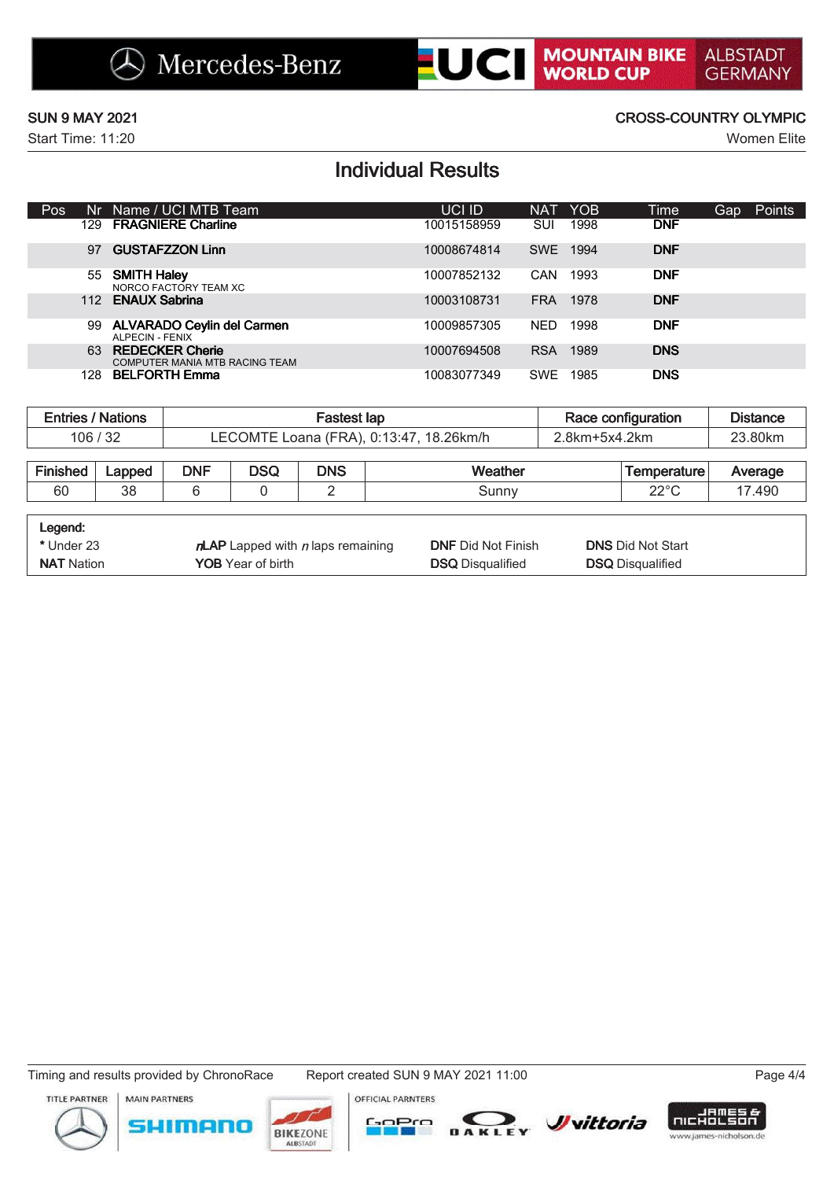SUN 9 MAY 2021

Start Time: 11:20

CROSS-COUNTRY OLYMPIC

Women Elite

## Individual Results

| Pos | Nr | Name / UCI MTB Team | UCI ID | NAT | YOB | Time | Gap | Points |
|---|---|---|---|---|---|---|---|---|
| | 129 | **FRAGNIERE Charline** | 10015158959 | SUI | 1998 | **DNF** | | |
| | 97 | **GUSTAFZZON Linn** | 10008674814 | SWE | 1994 | **DNF** | | |
| | 55 | **SMITH Haley**<br>NORCO FACTORY TEAM XC | 10007852132 | CAN | 1993 | **DNF** | | |
| | 112 | **ENAUX Sabrina** | 10003108731 | FRA | 1978 | **DNF** | | |
| | 99 | **ALVARADO Ceylin del Carmen**<br>ALPECIN - FENIX | 10009857305 | NED | 1998 | **DNF** | | |
| | 63 | **REDECKER Cherie**<br>COMPUTER MANIA MTB RACING TEAM | 10007694508 | RSA | 1989 | **DNS** | | |
| | 128 | **BELFORTH Emma** | 10083077349 | SWE | 1985 | **DNS** | | |

| Entries / Nations | Fastest lap | Race configuration | Distance |
|---|---|---|---|
| 106 / 32 | LECOMTE Loana (FRA), 0:13:47, 18.26km/h | 2.8km+5x4.2km | 23.80km |

| Finished | Lapped | DNF | DSQ | DNS | Weather | Temperature | Average |
|---|---|---|---|---|---|---|---|
| 60 | 38 | 6 | 0 | 2 | Sunny | 22°C | 17.490 |

**Legend:**

| | | | |
|---|---|---|---|
| * Under 23 | *n* **LAP** Lapped with *n* laps remaining | **DNF** Did Not Finish | **DNS** Did Not Start |
| **NAT** Nation | **YOB** Year of birth | **DSQ** Disqualified | **DSQ** Disqualified |

Timing and results provided by ChronoRace

Report created SUN 9 MAY 2021 11:00

TITLE PARTNER

MAIN PARTNERS

OFFICIAL PARNTERS